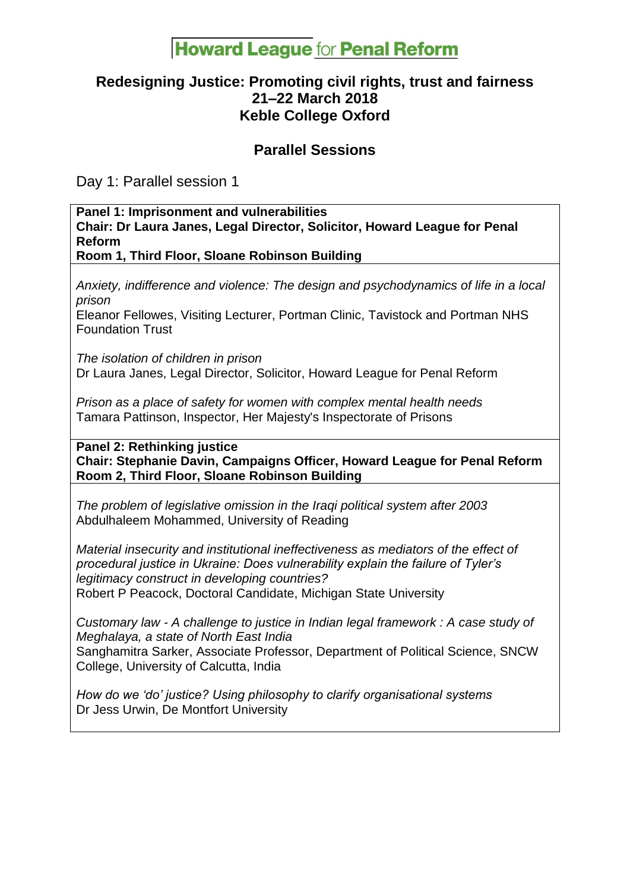# Howard League for Penal Reform

## Redesigning Justice: Promoting civil rights, trust and fairness
## 21–22 March 2018
## Keble College Oxford

## Parallel Sessions

Day 1: Parallel session 1

**Panel 1: Imprisonment and vulnerabilities**
**Chair: Dr Laura Janes, Legal Director, Solicitor, Howard League for Penal Reform**
**Room 1, Third Floor, Sloane Robinson Building**

*Anxiety, indifference and violence: The design and psychodynamics of life in a local prison*
Eleanor Fellowes, Visiting Lecturer, Portman Clinic, Tavistock and Portman NHS Foundation Trust

*The isolation of children in prison*
Dr Laura Janes, Legal Director, Solicitor, Howard League for Penal Reform

*Prison as a place of safety for women with complex mental health needs*
Tamara Pattinson, Inspector, Her Majesty's Inspectorate of Prisons

**Panel 2: Rethinking justice**
**Chair: Stephanie Davin, Campaigns Officer, Howard League for Penal Reform**
**Room 2, Third Floor, Sloane Robinson Building**

*The problem of legislative omission in the Iraqi political system after 2003*
Abdulhaleem Mohammed, University of Reading

*Material insecurity and institutional ineffectiveness as mediators of the effect of procedural justice in Ukraine: Does vulnerability explain the failure of Tyler's legitimacy construct in developing countries?*
Robert P Peacock, Doctoral Candidate, Michigan State University

*Customary law - A challenge to justice in Indian legal framework : A case study of Meghalaya, a state of North East India*
Sanghamitra Sarker, Associate Professor, Department of Political Science, SNCW College, University of Calcutta, India

*How do we 'do' justice? Using philosophy to clarify organisational systems*
Dr Jess Urwin, De Montfort University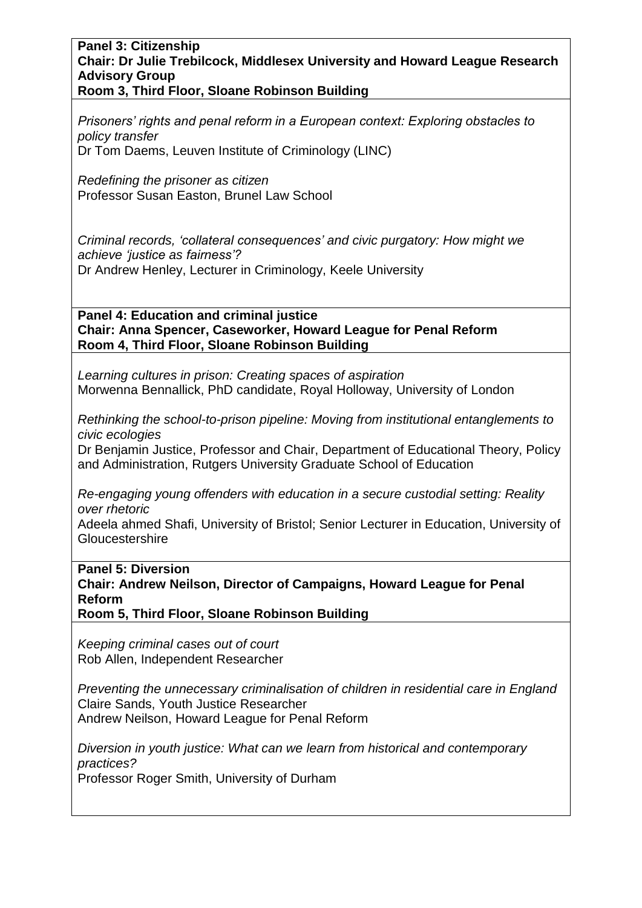**Panel 3: Citizenship**
**Chair: Dr Julie Trebilcock, Middlesex University and Howard League Research Advisory Group**
**Room 3, Third Floor, Sloane Robinson Building**

*Prisoners' rights and penal reform in a European context: Exploring obstacles to policy transfer*
Dr Tom Daems, Leuven Institute of Criminology (LINC)

*Redefining the prisoner as citizen*
Professor Susan Easton, Brunel Law School

*Criminal records, 'collateral consequences' and civic purgatory: How might we achieve 'justice as fairness'?*
Dr Andrew Henley, Lecturer in Criminology, Keele University

**Panel 4: Education and criminal justice**
**Chair: Anna Spencer, Caseworker, Howard League for Penal Reform**
**Room 4, Third Floor, Sloane Robinson Building**

*Learning cultures in prison: Creating spaces of aspiration*
Morwenna Bennallick, PhD candidate, Royal Holloway, University of London

*Rethinking the school-to-prison pipeline: Moving from institutional entanglements to civic ecologies*
Dr Benjamin Justice, Professor and Chair, Department of Educational Theory, Policy and Administration, Rutgers University Graduate School of Education

*Re-engaging young offenders with education in a secure custodial setting: Reality over rhetoric*
Adeela ahmed Shafi, University of Bristol; Senior Lecturer in Education, University of Gloucestershire

**Panel 5: Diversion**
**Chair: Andrew Neilson, Director of Campaigns, Howard League for Penal Reform**
**Room 5, Third Floor, Sloane Robinson Building**

*Keeping criminal cases out of court*
Rob Allen, Independent Researcher

*Preventing the unnecessary criminalisation of children in residential care in England*
Claire Sands, Youth Justice Researcher
Andrew Neilson, Howard League for Penal Reform

*Diversion in youth justice: What can we learn from historical and contemporary practices?*
Professor Roger Smith, University of Durham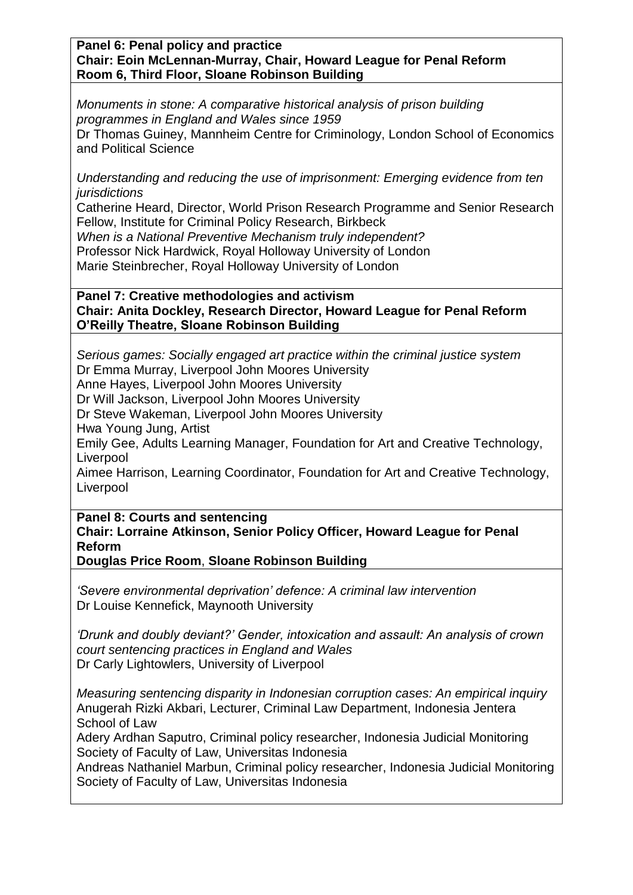**Panel 6: Penal policy and practice**
**Chair: Eoin McLennan-Murray, Chair, Howard League for Penal Reform**
**Room 6, Third Floor, Sloane Robinson Building**

*Monuments in stone: A comparative historical analysis of prison building programmes in England and Wales since 1959*
Dr Thomas Guiney, Mannheim Centre for Criminology, London School of Economics and Political Science

*Understanding and reducing the use of imprisonment: Emerging evidence from ten jurisdictions*
Catherine Heard, Director, World Prison Research Programme and Senior Research Fellow, Institute for Criminal Policy Research, Birkbeck
*When is a National Preventive Mechanism truly independent?*
Professor Nick Hardwick, Royal Holloway University of London
Marie Steinbrecher, Royal Holloway University of London

**Panel 7: Creative methodologies and activism**
**Chair: Anita Dockley, Research Director, Howard League for Penal Reform**
**O'Reilly Theatre, Sloane Robinson Building**

*Serious games: Socially engaged art practice within the criminal justice system*
Dr Emma Murray, Liverpool John Moores University
Anne Hayes, Liverpool John Moores University
Dr Will Jackson, Liverpool John Moores University
Dr Steve Wakeman, Liverpool John Moores University
Hwa Young Jung, Artist
Emily Gee, Adults Learning Manager, Foundation for Art and Creative Technology, Liverpool
Aimee Harrison, Learning Coordinator, Foundation for Art and Creative Technology, Liverpool

**Panel 8: Courts and sentencing**
**Chair: Lorraine Atkinson, Senior Policy Officer, Howard League for Penal Reform**
**Douglas Price Room**, **Sloane Robinson Building**

*'Severe environmental deprivation' defence: A criminal law intervention*
Dr Louise Kennefick, Maynooth University

*'Drunk and doubly deviant?' Gender, intoxication and assault: An analysis of crown court sentencing practices in England and Wales*
Dr Carly Lightowlers, University of Liverpool

*Measuring sentencing disparity in Indonesian corruption cases: An empirical inquiry*
Anugerah Rizki Akbari, Lecturer, Criminal Law Department, Indonesia Jentera School of Law
Adery Ardhan Saputro, Criminal policy researcher, Indonesia Judicial Monitoring Society of Faculty of Law, Universitas Indonesia
Andreas Nathaniel Marbun, Criminal policy researcher, Indonesia Judicial Monitoring Society of Faculty of Law, Universitas Indonesia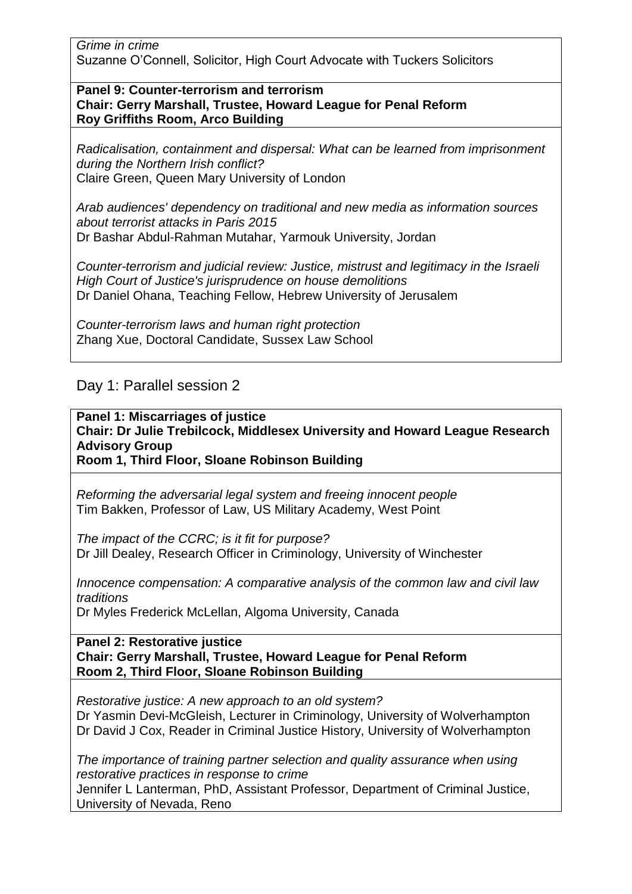*Grime in crime*
Suzanne O'Connell, Solicitor, High Court Advocate with Tuckers Solicitors

**Panel 9: Counter-terrorism and terrorism**
**Chair: Gerry Marshall, Trustee, Howard League for Penal Reform**
**Roy Griffiths Room, Arco Building**

*Radicalisation, containment and dispersal: What can be learned from imprisonment during the Northern Irish conflict?*
Claire Green, Queen Mary University of London

*Arab audiences' dependency on traditional and new media as information sources about terrorist attacks in Paris 2015*
Dr Bashar Abdul-Rahman Mutahar, Yarmouk University, Jordan

*Counter-terrorism and judicial review: Justice, mistrust and legitimacy in the Israeli High Court of Justice's jurisprudence on house demolitions*
Dr Daniel Ohana, Teaching Fellow, Hebrew University of Jerusalem

*Counter-terrorism laws and human right protection*
Zhang Xue, Doctoral Candidate, Sussex Law School

## Day 1: Parallel session 2

**Panel 1: Miscarriages of justice**
**Chair: Dr Julie Trebilcock, Middlesex University and Howard League Research Advisory Group**
**Room 1, Third Floor, Sloane Robinson Building**

*Reforming the adversarial legal system and freeing innocent people*
Tim Bakken, Professor of Law, US Military Academy, West Point

*The impact of the CCRC; is it fit for purpose?*
Dr Jill Dealey, Research Officer in Criminology, University of Winchester

*Innocence compensation: A comparative analysis of the common law and civil law traditions*
Dr Myles Frederick McLellan, Algoma University, Canada

**Panel 2: Restorative justice**
**Chair: Gerry Marshall, Trustee, Howard League for Penal Reform**
**Room 2, Third Floor, Sloane Robinson Building**

*Restorative justice: A new approach to an old system?*
Dr Yasmin Devi-McGleish, Lecturer in Criminology, University of Wolverhampton
Dr David J Cox, Reader in Criminal Justice History, University of Wolverhampton

*The importance of training partner selection and quality assurance when using restorative practices in response to crime*
Jennifer L Lanterman, PhD, Assistant Professor, Department of Criminal Justice, University of Nevada, Reno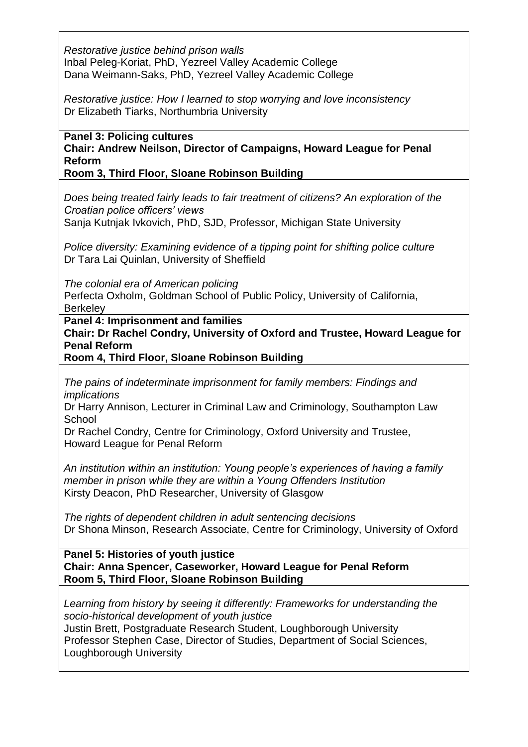*Restorative justice behind prison walls*
Inbal Peleg-Koriat, PhD, Yezreel Valley Academic College
Dana Weimann-Saks, PhD, Yezreel Valley Academic College

*Restorative justice: How I learned to stop worrying and love inconsistency*
Dr Elizabeth Tiarks, Northumbria University

**Panel 3: Policing cultures**
**Chair: Andrew Neilson, Director of Campaigns, Howard League for Penal Reform**
**Room 3, Third Floor, Sloane Robinson Building**

*Does being treated fairly leads to fair treatment of citizens? An exploration of the Croatian police officers' views*
Sanja Kutnjak Ivkovich, PhD, SJD, Professor, Michigan State University

*Police diversity: Examining evidence of a tipping point for shifting police culture*
Dr Tara Lai Quinlan, University of Sheffield

*The colonial era of American policing*
Perfecta Oxholm, Goldman School of Public Policy, University of California, Berkeley

**Panel 4: Imprisonment and families**
**Chair: Dr Rachel Condry, University of Oxford and Trustee, Howard League for Penal Reform**
**Room 4, Third Floor, Sloane Robinson Building**

*The pains of indeterminate imprisonment for family members: Findings and implications*
Dr Harry Annison, Lecturer in Criminal Law and Criminology, Southampton Law School
Dr Rachel Condry, Centre for Criminology, Oxford University and Trustee, Howard League for Penal Reform

*An institution within an institution: Young people's experiences of having a family member in prison while they are within a Young Offenders Institution*
Kirsty Deacon, PhD Researcher, University of Glasgow

*The rights of dependent children in adult sentencing decisions*
Dr Shona Minson, Research Associate, Centre for Criminology, University of Oxford

**Panel 5: Histories of youth justice**
**Chair: Anna Spencer, Caseworker, Howard League for Penal Reform**
**Room 5, Third Floor, Sloane Robinson Building**

*Learning from history by seeing it differently: Frameworks for understanding the socio-historical development of youth justice*
Justin Brett, Postgraduate Research Student, Loughborough University
Professor Stephen Case, Director of Studies, Department of Social Sciences, Loughborough University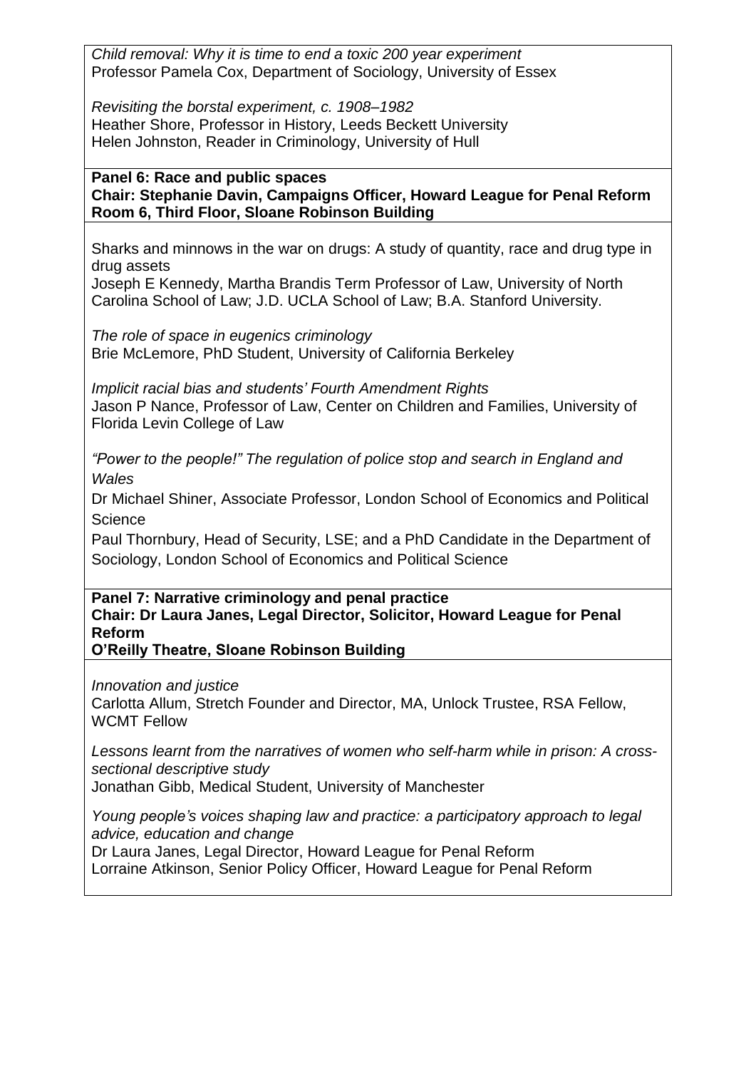*Child removal: Why it is time to end a toxic 200 year experiment*
Professor Pamela Cox, Department of Sociology, University of Essex

*Revisiting the borstal experiment, c. 1908–1982*
Heather Shore, Professor in History, Leeds Beckett University
Helen Johnston, Reader in Criminology, University of Hull

**Panel 6: Race and public spaces**
**Chair: Stephanie Davin, Campaigns Officer, Howard League for Penal Reform**
**Room 6, Third Floor, Sloane Robinson Building**

Sharks and minnows in the war on drugs: A study of quantity, race and drug type in drug assets
Joseph E Kennedy, Martha Brandis Term Professor of Law, University of North Carolina School of Law; J.D. UCLA School of Law; B.A. Stanford University.

*The role of space in eugenics criminology*
Brie McLemore, PhD Student, University of California Berkeley

*Implicit racial bias and students' Fourth Amendment Rights*
Jason P Nance, Professor of Law, Center on Children and Families, University of Florida Levin College of Law

*"Power to the people!" The regulation of police stop and search in England and Wales*
Dr Michael Shiner, Associate Professor, London School of Economics and Political Science
Paul Thornbury, Head of Security, LSE; and a PhD Candidate in the Department of Sociology, London School of Economics and Political Science

**Panel 7: Narrative criminology and penal practice**
**Chair: Dr Laura Janes, Legal Director, Solicitor, Howard League for Penal Reform**
**O'Reilly Theatre, Sloane Robinson Building**

*Innovation and justice*
Carlotta Allum, Stretch Founder and Director, MA, Unlock Trustee, RSA Fellow, WCMT Fellow

*Lessons learnt from the narratives of women who self-harm while in prison: A cross-sectional descriptive study*
Jonathan Gibb, Medical Student, University of Manchester

*Young people's voices shaping law and practice: a participatory approach to legal advice, education and change*
Dr Laura Janes, Legal Director, Howard League for Penal Reform
Lorraine Atkinson, Senior Policy Officer, Howard League for Penal Reform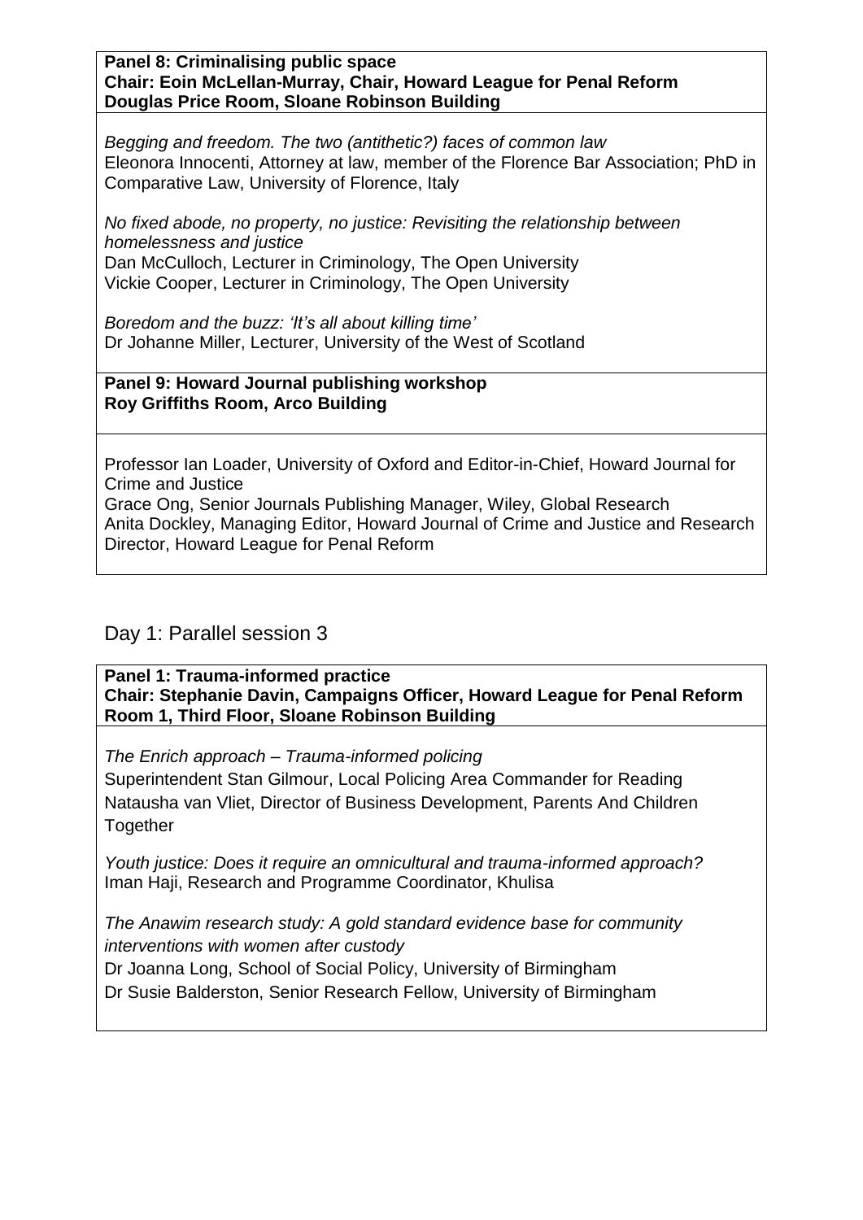**Panel 8: Criminalising public space**
**Chair: Eoin McLellan-Murray, Chair, Howard League for Penal Reform**
**Douglas Price Room, Sloane Robinson Building**

*Begging and freedom. The two (antithetic?) faces of common law*
Eleonora Innocenti, Attorney at law, member of the Florence Bar Association; PhD in Comparative Law, University of Florence, Italy

*No fixed abode, no property, no justice: Revisiting the relationship between homelessness and justice*
Dan McCulloch, Lecturer in Criminology, The Open University
Vickie Cooper, Lecturer in Criminology, The Open University

*Boredom and the buzz: 'It's all about killing time'*
Dr Johanne Miller, Lecturer, University of the West of Scotland

**Panel 9: Howard Journal publishing workshop**
**Roy Griffiths Room, Arco Building**

Professor Ian Loader, University of Oxford and Editor-in-Chief, Howard Journal for Crime and Justice
Grace Ong, Senior Journals Publishing Manager, Wiley, Global Research
Anita Dockley, Managing Editor, Howard Journal of Crime and Justice and Research Director, Howard League for Penal Reform

## Day 1: Parallel session 3

**Panel 1: Trauma-informed practice**
**Chair: Stephanie Davin, Campaigns Officer, Howard League for Penal Reform**
**Room 1, Third Floor, Sloane Robinson Building**

*The Enrich approach – Trauma-informed policing*
Superintendent Stan Gilmour, Local Policing Area Commander for Reading
Natausha van Vliet, Director of Business Development, Parents And Children Together

*Youth justice: Does it require an omnicultural and trauma-informed approach?*
Iman Haji, Research and Programme Coordinator, Khulisa

*The Anawim research study: A gold standard evidence base for community interventions with women after custody*
Dr Joanna Long, School of Social Policy, University of Birmingham
Dr Susie Balderston, Senior Research Fellow, University of Birmingham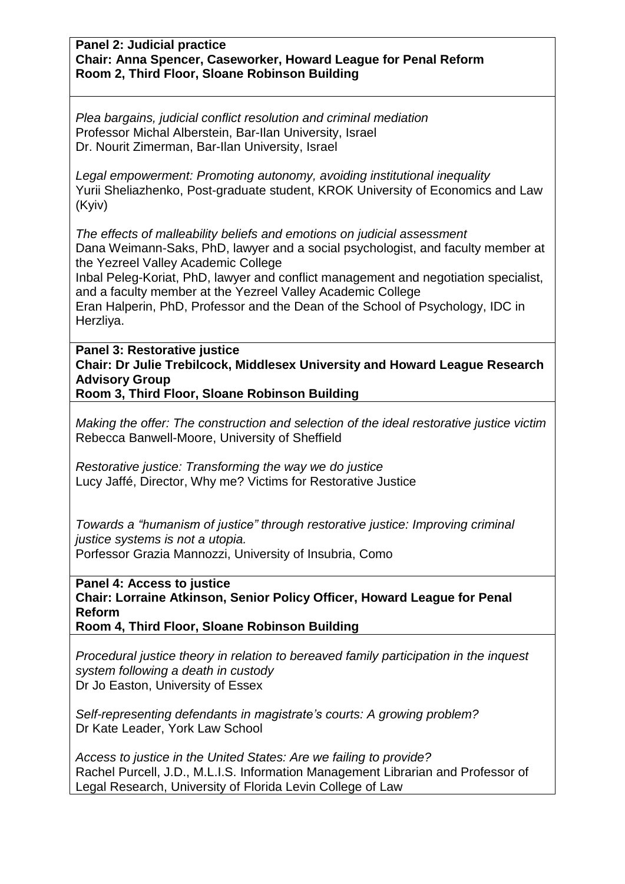**Panel 2: Judicial practice**
**Chair: Anna Spencer, Caseworker, Howard League for Penal Reform**
**Room 2, Third Floor, Sloane Robinson Building**

*Plea bargains, judicial conflict resolution and criminal mediation*
Professor Michal Alberstein, Bar-Ilan University, Israel
Dr. Nourit Zimerman, Bar-Ilan University, Israel

*Legal empowerment: Promoting autonomy, avoiding institutional inequality*
Yurii Sheliazhenko, Post-graduate student, KROK University of Economics and Law (Kyiv)

*The effects of malleability beliefs and emotions on judicial assessment*
Dana Weimann-Saks, PhD, lawyer and a social psychologist, and faculty member at the Yezreel Valley Academic College
Inbal Peleg-Koriat, PhD, lawyer and conflict management and negotiation specialist, and a faculty member at the Yezreel Valley Academic College
Eran Halperin, PhD, Professor and the Dean of the School of Psychology, IDC in Herzliya.

**Panel 3: Restorative justice**
**Chair: Dr Julie Trebilcock, Middlesex University and Howard League Research Advisory Group**
**Room 3, Third Floor, Sloane Robinson Building**

*Making the offer: The construction and selection of the ideal restorative justice victim*
Rebecca Banwell-Moore, University of Sheffield

*Restorative justice: Transforming the way we do justice*
Lucy Jaffé, Director, Why me? Victims for Restorative Justice

*Towards a "humanism of justice" through restorative justice: Improving criminal justice systems is not a utopia.*
Porfessor Grazia Mannozzi, University of Insubria, Como

**Panel 4: Access to justice**
**Chair: Lorraine Atkinson, Senior Policy Officer, Howard League for Penal Reform**
**Room 4, Third Floor, Sloane Robinson Building**

*Procedural justice theory in relation to bereaved family participation in the inquest system following a death in custody*
Dr Jo Easton, University of Essex

*Self-representing defendants in magistrate's courts: A growing problem?*
Dr Kate Leader, York Law School

*Access to justice in the United States: Are we failing to provide?*
Rachel Purcell, J.D., M.L.I.S. Information Management Librarian and Professor of Legal Research, University of Florida Levin College of Law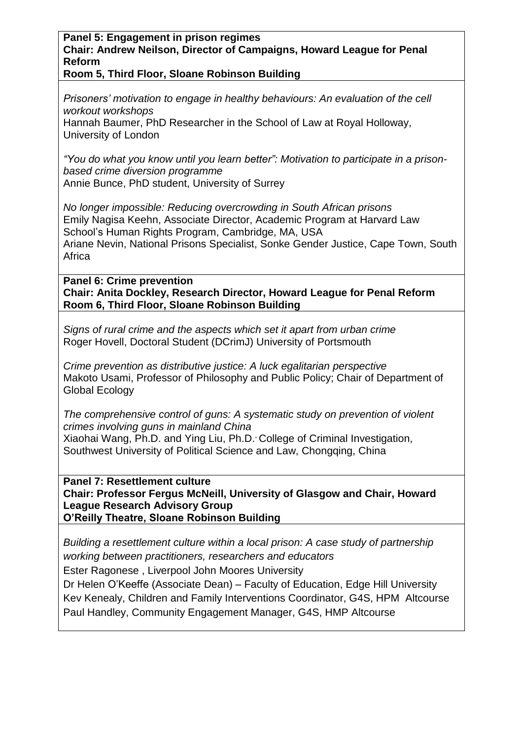**Panel 5: Engagement in prison regimes**
**Chair: Andrew Neilson, Director of Campaigns, Howard League for Penal Reform**
**Room 5, Third Floor, Sloane Robinson Building**

*Prisoners' motivation to engage in healthy behaviours: An evaluation of the cell workout workshops*
Hannah Baumer, PhD Researcher in the School of Law at Royal Holloway, University of London

*"You do what you know until you learn better": Motivation to participate in a prison-based crime diversion programme*
Annie Bunce, PhD student, University of Surrey

*No longer impossible: Reducing overcrowding in South African prisons*
Emily Nagisa Keehn, Associate Director, Academic Program at Harvard Law School's Human Rights Program, Cambridge, MA, USA
Ariane Nevin, National Prisons Specialist, Sonke Gender Justice, Cape Town, South Africa

**Panel 6: Crime prevention**
**Chair: Anita Dockley, Research Director, Howard League for Penal Reform**
**Room 6, Third Floor, Sloane Robinson Building**

*Signs of rural crime and the aspects which set it apart from urban crime*
Roger Hovell, Doctoral Student (DCrimJ) University of Portsmouth

*Crime prevention as distributive justice: A luck egalitarian perspective*
Makoto Usami, Professor of Philosophy and Public Policy; Chair of Department of Global Ecology

*The comprehensive control of guns: A systematic study on prevention of violent crimes involving guns in mainland China*
Xiaohai Wang, Ph.D. and Ying Liu, Ph.D., College of Criminal Investigation, Southwest University of Political Science and Law, Chongqing, China

**Panel 7: Resettlement culture**
**Chair: Professor Fergus McNeill, University of Glasgow and Chair, Howard League Research Advisory Group**
**O'Reilly Theatre, Sloane Robinson Building**

*Building a resettlement culture within a local prison: A case study of partnership working between practitioners, researchers and educators*
Ester Ragonese , Liverpool John Moores University
Dr Helen O'Keeffe (Associate Dean) – Faculty of Education, Edge Hill University
Kev Kenealy, Children and Family Interventions Coordinator, G4S, HPM Altcourse
Paul Handley, Community Engagement Manager, G4S, HMP Altcourse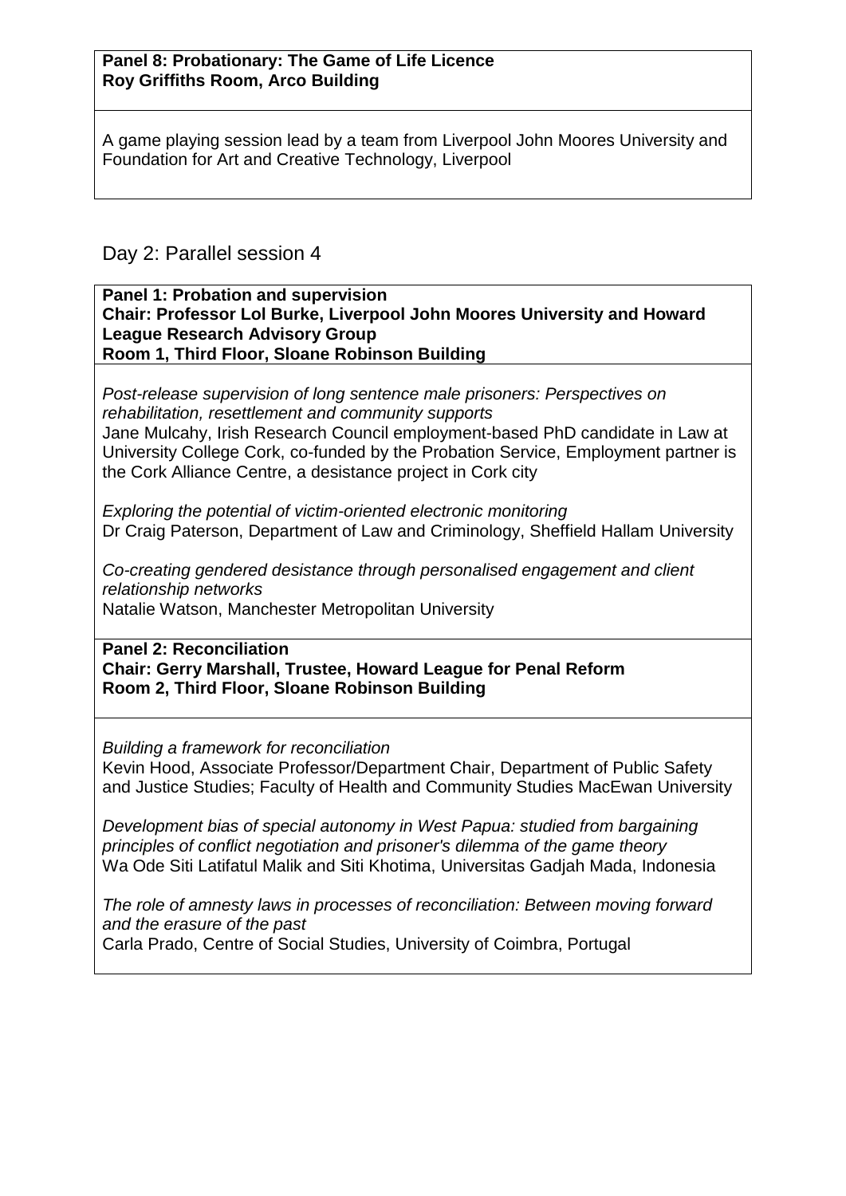**Panel 8: Probationary: The Game of Life Licence**
**Roy Griffiths Room, Arco Building**

A game playing session lead by a team from Liverpool John Moores University and Foundation for Art and Creative Technology, Liverpool

## Day 2: Parallel session 4

**Panel 1: Probation and supervision**
**Chair: Professor Lol Burke, Liverpool John Moores University and Howard League Research Advisory Group**
**Room 1, Third Floor, Sloane Robinson Building**

*Post-release supervision of long sentence male prisoners: Perspectives on rehabilitation, resettlement and community supports*
Jane Mulcahy, Irish Research Council employment-based PhD candidate in Law at University College Cork, co-funded by the Probation Service, Employment partner is the Cork Alliance Centre, a desistance project in Cork city

*Exploring the potential of victim-oriented electronic monitoring*
Dr Craig Paterson, Department of Law and Criminology, Sheffield Hallam University

*Co-creating gendered desistance through personalised engagement and client relationship networks*
Natalie Watson, Manchester Metropolitan University

**Panel 2: Reconciliation**
**Chair: Gerry Marshall, Trustee, Howard League for Penal Reform**
**Room 2, Third Floor, Sloane Robinson Building**

*Building a framework for reconciliation*
Kevin Hood, Associate Professor/Department Chair, Department of Public Safety and Justice Studies; Faculty of Health and Community Studies MacEwan University

*Development bias of special autonomy in West Papua: studied from bargaining principles of conflict negotiation and prisoner's dilemma of the game theory*
Wa Ode Siti Latifatul Malik and Siti Khotima, Universitas Gadjah Mada, Indonesia

*The role of amnesty laws in processes of reconciliation: Between moving forward and the erasure of the past*
Carla Prado, Centre of Social Studies, University of Coimbra, Portugal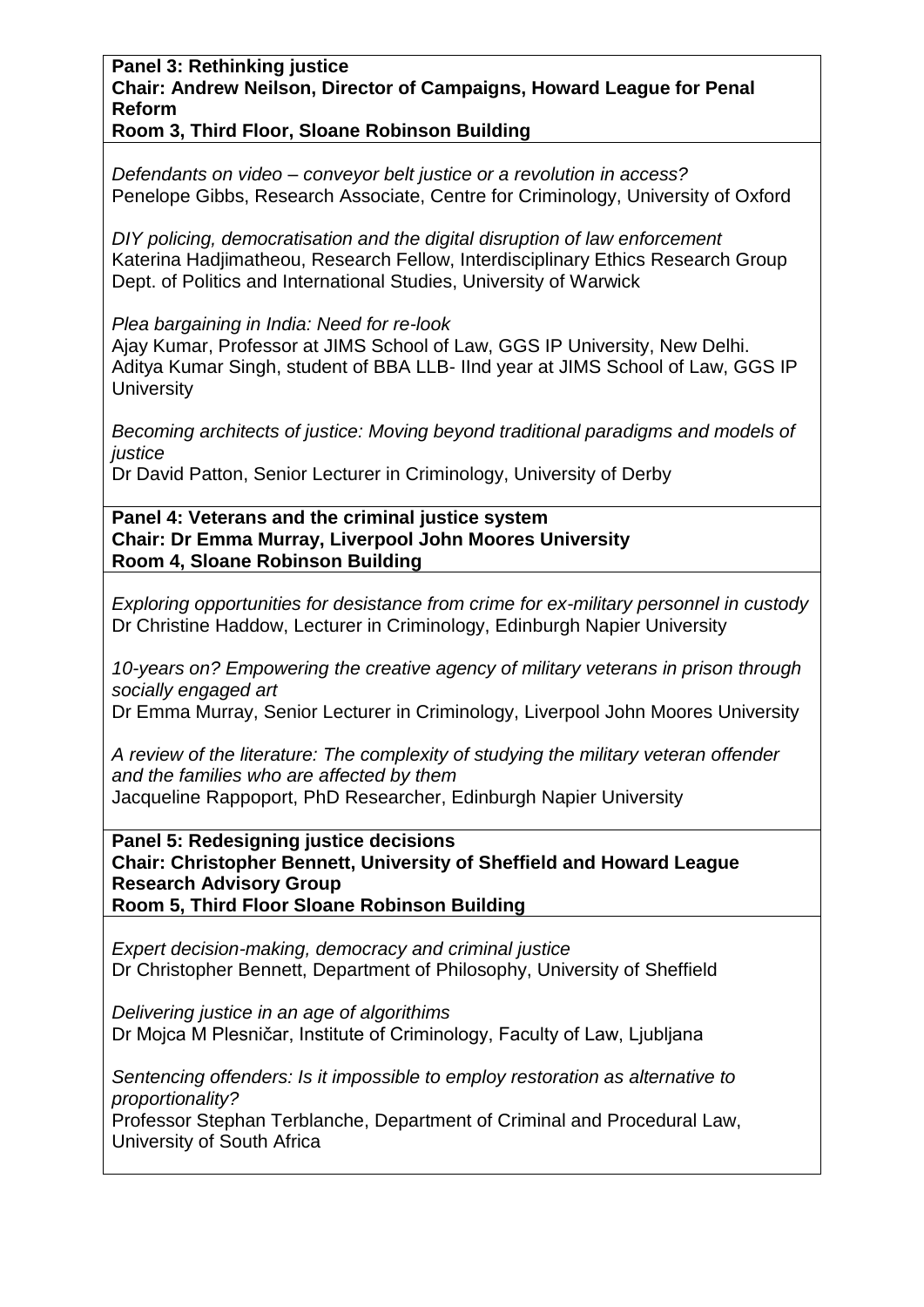**Panel 3: Rethinking justice**
**Chair: Andrew Neilson, Director of Campaigns, Howard League for Penal Reform**
**Room 3, Third Floor, Sloane Robinson Building**

*Defendants on video – conveyor belt justice or a revolution in access?*
Penelope Gibbs, Research Associate, Centre for Criminology, University of Oxford

*DIY policing, democratisation and the digital disruption of law enforcement*
Katerina Hadjimatheou, Research Fellow, Interdisciplinary Ethics Research Group Dept. of Politics and International Studies, University of Warwick

*Plea bargaining in India: Need for re-look*
Ajay Kumar, Professor at JIMS School of Law, GGS IP University, New Delhi. Aditya Kumar Singh, student of BBA LLB- IInd year at JIMS School of Law, GGS IP University

*Becoming architects of justice: Moving beyond traditional paradigms and models of justice*
Dr David Patton, Senior Lecturer in Criminology, University of Derby

**Panel 4: Veterans and the criminal justice system**
**Chair: Dr Emma Murray, Liverpool John Moores University**
**Room 4, Sloane Robinson Building**

*Exploring opportunities for desistance from crime for ex-military personnel in custody*
Dr Christine Haddow, Lecturer in Criminology, Edinburgh Napier University

*10-years on? Empowering the creative agency of military veterans in prison through socially engaged art*
Dr Emma Murray, Senior Lecturer in Criminology, Liverpool John Moores University

*A review of the literature: The complexity of studying the military veteran offender and the families who are affected by them*
Jacqueline Rappoport, PhD Researcher, Edinburgh Napier University

**Panel 5: Redesigning justice decisions**
**Chair: Christopher Bennett, University of Sheffield and Howard League Research Advisory Group**
**Room 5, Third Floor Sloane Robinson Building**

*Expert decision-making, democracy and criminal justice*
Dr Christopher Bennett, Department of Philosophy, University of Sheffield

*Delivering justice in an age of algorithims*
Dr Mojca M Plesničar, Institute of Criminology, Faculty of Law, Ljubljana

*Sentencing offenders: Is it impossible to employ restoration as alternative to proportionality?*
Professor Stephan Terblanche, Department of Criminal and Procedural Law, University of South Africa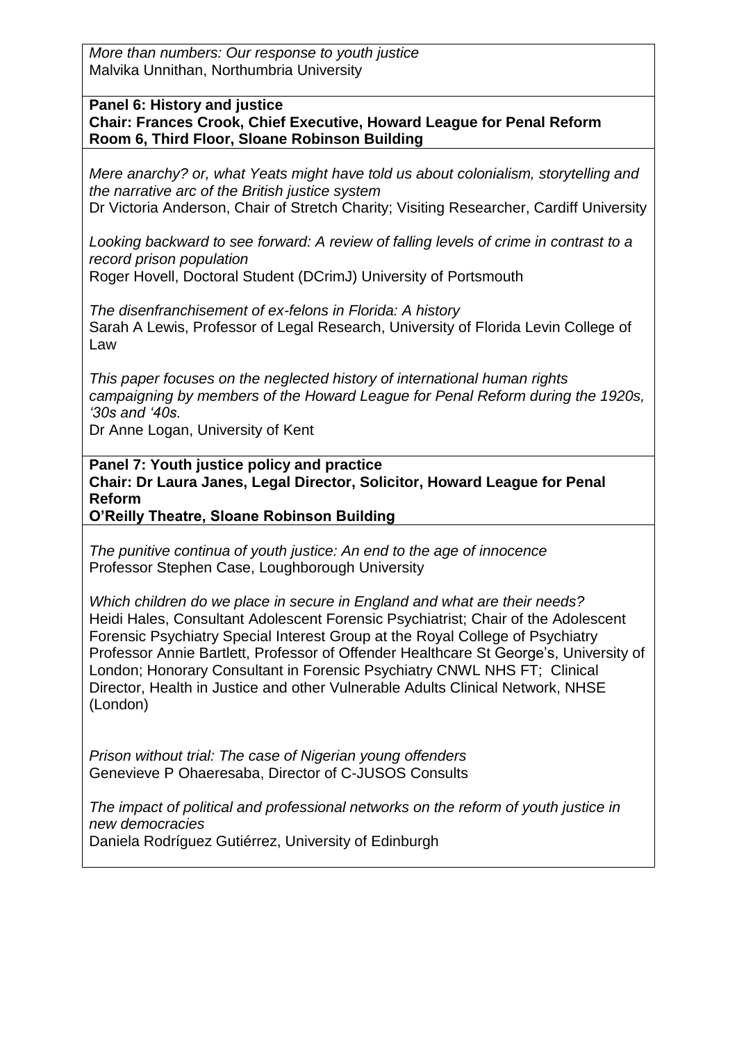*More than numbers: Our response to youth justice*
Malvika Unnithan, Northumbria University

**Panel 6: History and justice**
**Chair: Frances Crook, Chief Executive, Howard League for Penal Reform**
**Room 6, Third Floor, Sloane Robinson Building**

*Mere anarchy? or, what Yeats might have told us about colonialism, storytelling and the narrative arc of the British justice system*
Dr Victoria Anderson, Chair of Stretch Charity; Visiting Researcher, Cardiff University

*Looking backward to see forward: A review of falling levels of crime in contrast to a record prison population*
Roger Hovell, Doctoral Student (DCrimJ) University of Portsmouth

*The disenfranchisement of ex-felons in Florida: A history*
Sarah A Lewis, Professor of Legal Research, University of Florida Levin College of Law

*This paper focuses on the neglected history of international human rights campaigning by members of the Howard League for Penal Reform during the 1920s, '30s and '40s.*
Dr Anne Logan, University of Kent

**Panel 7: Youth justice policy and practice**
**Chair: Dr Laura Janes, Legal Director, Solicitor, Howard League for Penal Reform**
**O'Reilly Theatre, Sloane Robinson Building**

*The punitive continua of youth justice: An end to the age of innocence*
Professor Stephen Case, Loughborough University

*Which children do we place in secure in England and what are their needs?*
Heidi Hales, Consultant Adolescent Forensic Psychiatrist; Chair of the Adolescent Forensic Psychiatry Special Interest Group at the Royal College of Psychiatry
Professor Annie Bartlett, Professor of Offender Healthcare St George's, University of London; Honorary Consultant in Forensic Psychiatry CNWL NHS FT; Clinical Director, Health in Justice and other Vulnerable Adults Clinical Network, NHSE (London)

*Prison without trial: The case of Nigerian young offenders*
Genevieve P Ohaeresaba, Director of C-JUSOS Consults

*The impact of political and professional networks on the reform of youth justice in new democracies*
Daniela Rodríguez Gutiérrez, University of Edinburgh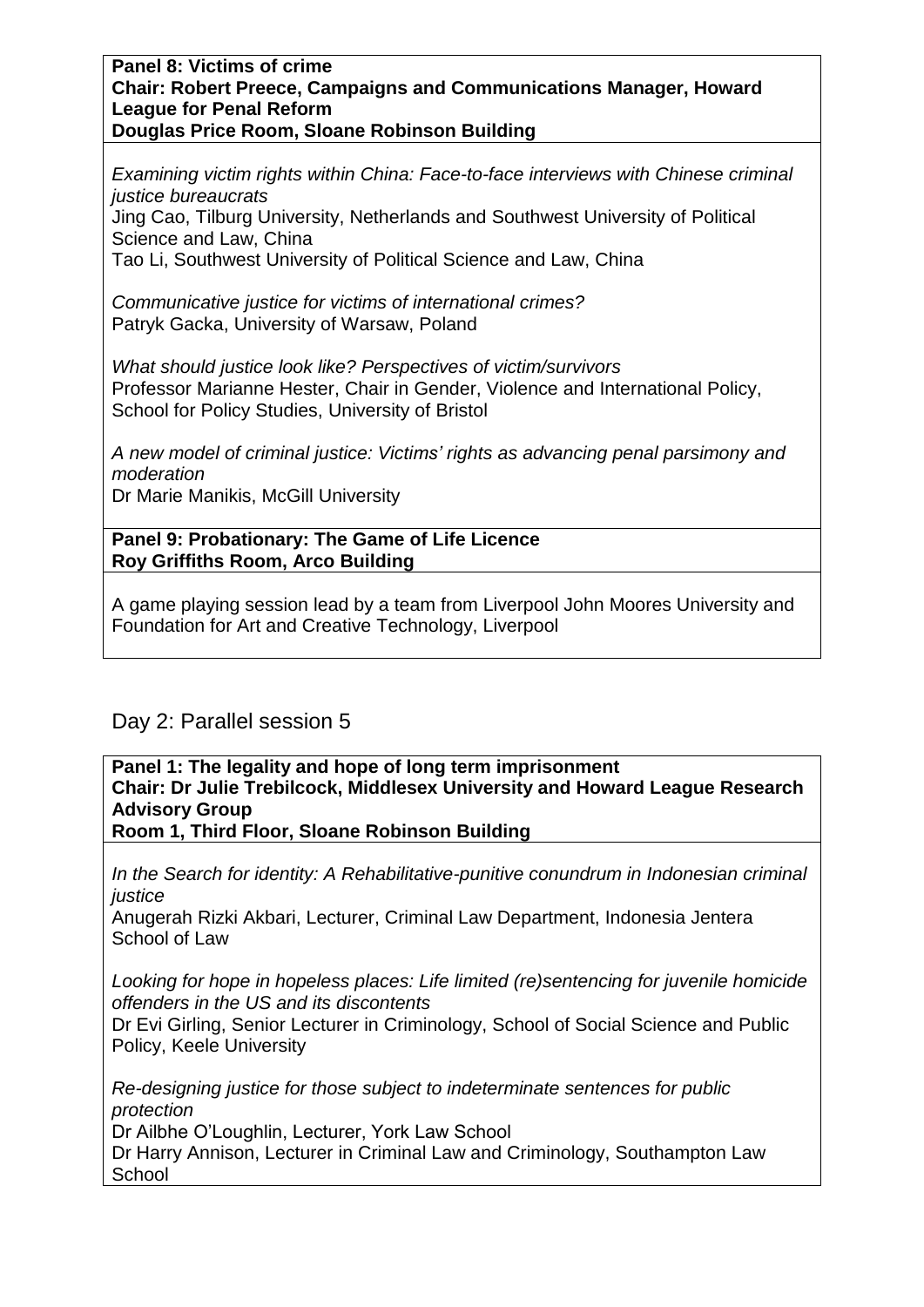**Panel 8: Victims of crime**
**Chair: Robert Preece, Campaigns and Communications Manager, Howard League for Penal Reform**
**Douglas Price Room, Sloane Robinson Building**

*Examining victim rights within China: Face-to-face interviews with Chinese criminal justice bureaucrats*
Jing Cao, Tilburg University, Netherlands and Southwest University of Political Science and Law, China
Tao Li, Southwest University of Political Science and Law, China

*Communicative justice for victims of international crimes?*
Patryk Gacka, University of Warsaw, Poland

*What should justice look like? Perspectives of victim/survivors*
Professor Marianne Hester, Chair in Gender, Violence and International Policy, School for Policy Studies, University of Bristol

*A new model of criminal justice: Victims' rights as advancing penal parsimony and moderation*
Dr Marie Manikis, McGill University

**Panel 9: Probationary: The Game of Life Licence**
**Roy Griffiths Room, Arco Building**

A game playing session lead by a team from Liverpool John Moores University and Foundation for Art and Creative Technology, Liverpool

## Day 2: Parallel session 5

**Panel 1: The legality and hope of long term imprisonment**
**Chair: Dr Julie Trebilcock, Middlesex University and Howard League Research Advisory Group**
**Room 1, Third Floor, Sloane Robinson Building**

*In the Search for identity: A Rehabilitative-punitive conundrum in Indonesian criminal justice*
Anugerah Rizki Akbari, Lecturer, Criminal Law Department, Indonesia Jentera School of Law

*Looking for hope in hopeless places: Life limited (re)sentencing for juvenile homicide offenders in the US and its discontents*
Dr Evi Girling, Senior Lecturer in Criminology, School of Social Science and Public Policy, Keele University

*Re-designing justice for those subject to indeterminate sentences for public protection*
Dr Ailbhe O'Loughlin, Lecturer, York Law School
Dr Harry Annison, Lecturer in Criminal Law and Criminology, Southampton Law School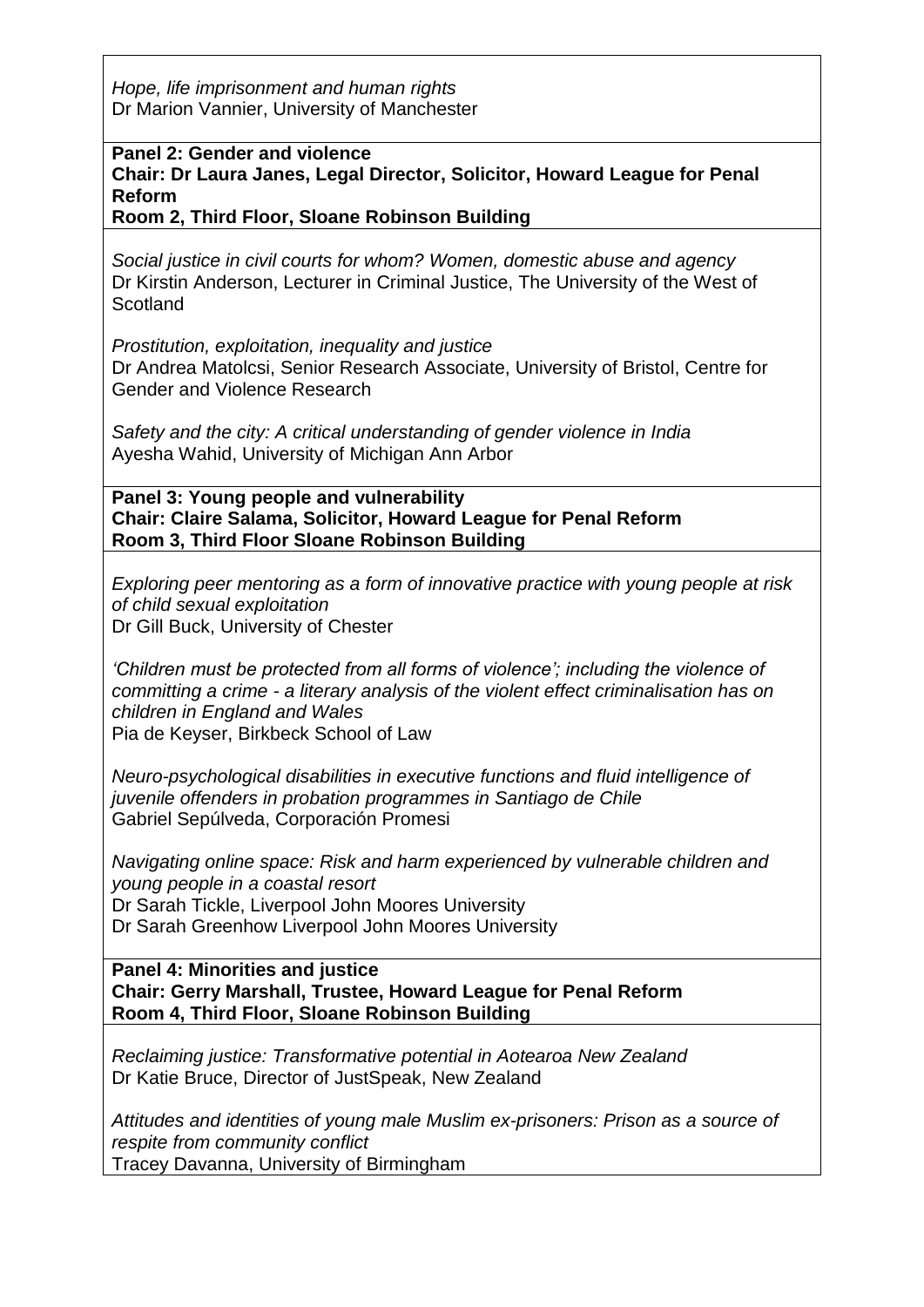*Hope, life imprisonment and human rights*
Dr Marion Vannier, University of Manchester

**Panel 2: Gender and violence**
**Chair: Dr Laura Janes, Legal Director, Solicitor, Howard League for Penal Reform**
**Room 2, Third Floor, Sloane Robinson Building**

*Social justice in civil courts for whom? Women, domestic abuse and agency*
Dr Kirstin Anderson, Lecturer in Criminal Justice, The University of the West of Scotland

*Prostitution, exploitation, inequality and justice*
Dr Andrea Matolcsi, Senior Research Associate, University of Bristol, Centre for Gender and Violence Research

*Safety and the city: A critical understanding of gender violence in India*
Ayesha Wahid, University of Michigan Ann Arbor

**Panel 3: Young people and vulnerability**
**Chair: Claire Salama, Solicitor, Howard League for Penal Reform**
**Room 3, Third Floor Sloane Robinson Building**

*Exploring peer mentoring as a form of innovative practice with young people at risk of child sexual exploitation*
Dr Gill Buck, University of Chester

*'Children must be protected from all forms of violence'; including the violence of committing a crime - a literary analysis of the violent effect criminalisation has on children in England and Wales*
Pia de Keyser, Birkbeck School of Law

*Neuro-psychological disabilities in executive functions and fluid intelligence of juvenile offenders in probation programmes in Santiago de Chile*
Gabriel Sepúlveda, Corporación Promesi

*Navigating online space: Risk and harm experienced by vulnerable children and young people in a coastal resort*
Dr Sarah Tickle, Liverpool John Moores University
Dr Sarah Greenhow Liverpool John Moores University

**Panel 4: Minorities and justice**
**Chair: Gerry Marshall, Trustee, Howard League for Penal Reform**
**Room 4, Third Floor, Sloane Robinson Building**

*Reclaiming justice: Transformative potential in Aotearoa New Zealand*
Dr Katie Bruce, Director of JustSpeak, New Zealand

*Attitudes and identities of young male Muslim ex-prisoners: Prison as a source of respite from community conflict*
Tracey Davanna, University of Birmingham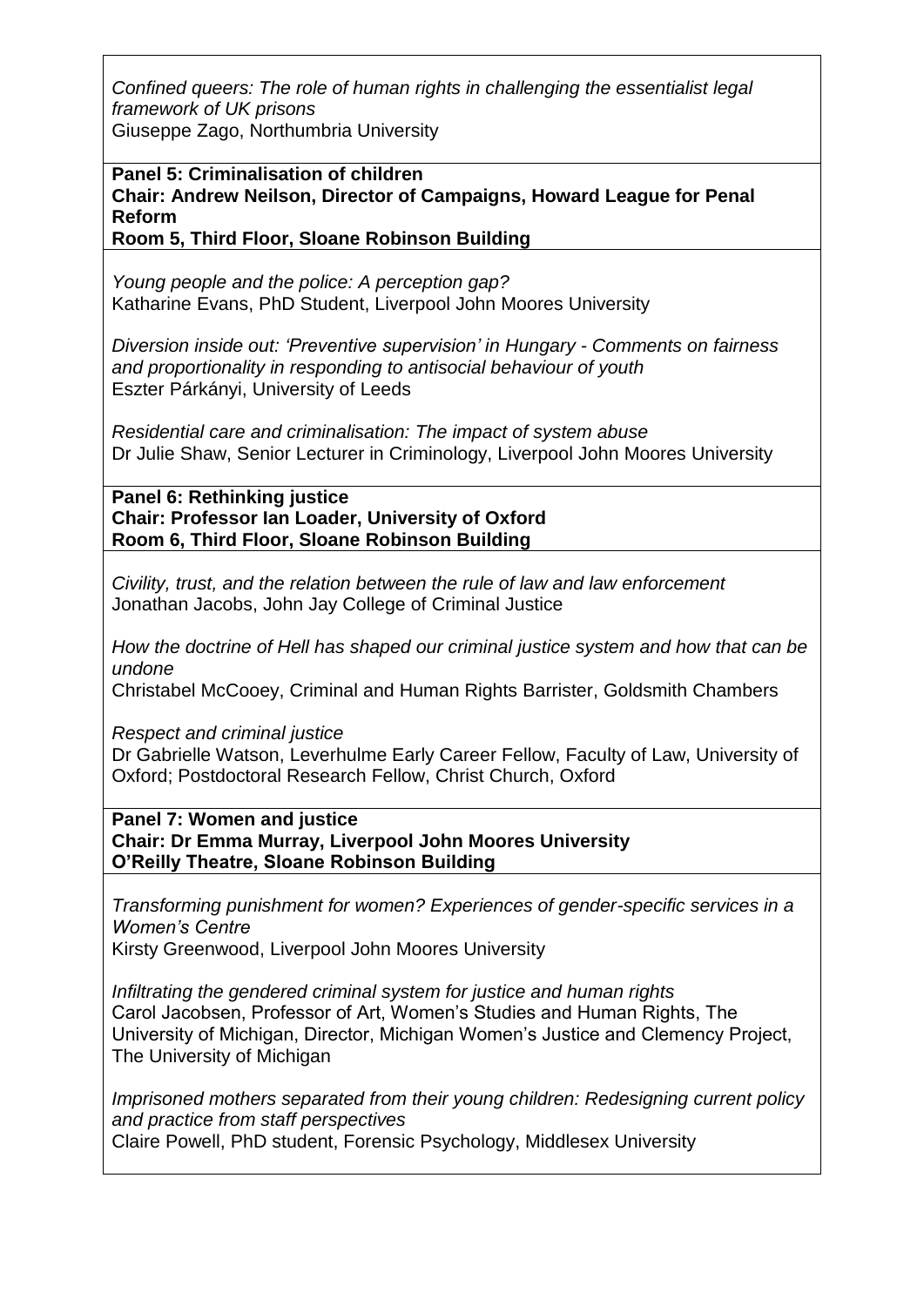*Confined queers: The role of human rights in challenging the essentialist legal framework of UK prisons*
Giuseppe Zago, Northumbria University

**Panel 5: Criminalisation of children**
**Chair: Andrew Neilson, Director of Campaigns, Howard League for Penal Reform**
**Room 5, Third Floor, Sloane Robinson Building**

*Young people and the police: A perception gap?*
Katharine Evans, PhD Student, Liverpool John Moores University

*Diversion inside out: 'Preventive supervision' in Hungary - Comments on fairness and proportionality in responding to antisocial behaviour of youth*
Eszter Párkányi, University of Leeds

*Residential care and criminalisation: The impact of system abuse*
Dr Julie Shaw, Senior Lecturer in Criminology, Liverpool John Moores University

**Panel 6: Rethinking justice**
**Chair: Professor Ian Loader, University of Oxford**
**Room 6, Third Floor, Sloane Robinson Building**

*Civility, trust, and the relation between the rule of law and law enforcement*
Jonathan Jacobs, John Jay College of Criminal Justice

*How the doctrine of Hell has shaped our criminal justice system and how that can be undone*
Christabel McCooey, Criminal and Human Rights Barrister, Goldsmith Chambers

*Respect and criminal justice*
Dr Gabrielle Watson, Leverhulme Early Career Fellow, Faculty of Law, University of Oxford; Postdoctoral Research Fellow, Christ Church, Oxford

**Panel 7: Women and justice**
**Chair: Dr Emma Murray, Liverpool John Moores University**
**O'Reilly Theatre, Sloane Robinson Building**

*Transforming punishment for women? Experiences of gender-specific services in a Women's Centre*
Kirsty Greenwood, Liverpool John Moores University

*Infiltrating the gendered criminal system for justice and human rights*
Carol Jacobsen, Professor of Art, Women's Studies and Human Rights, The University of Michigan, Director, Michigan Women's Justice and Clemency Project, The University of Michigan

*Imprisoned mothers separated from their young children: Redesigning current policy and practice from staff perspectives*
Claire Powell, PhD student, Forensic Psychology, Middlesex University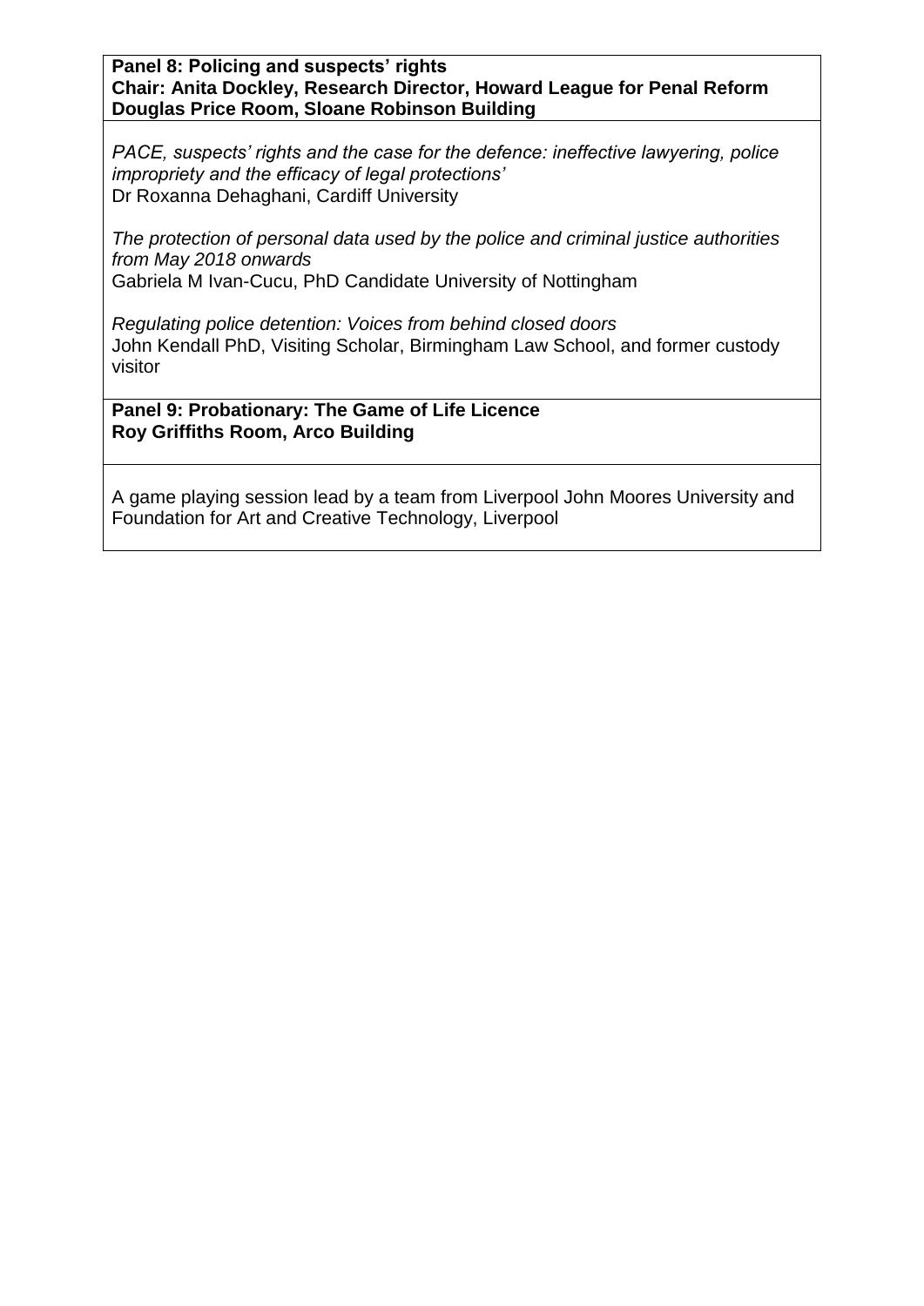**Panel 8: Policing and suspects' rights**
**Chair: Anita Dockley, Research Director, Howard League for Penal Reform**
**Douglas Price Room, Sloane Robinson Building**

*PACE, suspects' rights and the case for the defence: ineffective lawyering, police impropriety and the efficacy of legal protections'*
Dr Roxanna Dehaghani, Cardiff University

*The protection of personal data used by the police and criminal justice authorities from May 2018 onwards*
Gabriela M Ivan-Cucu, PhD Candidate University of Nottingham

*Regulating police detention: Voices from behind closed doors*
John Kendall PhD, Visiting Scholar, Birmingham Law School, and former custody visitor

**Panel 9: Probationary: The Game of Life Licence**
**Roy Griffiths Room, Arco Building**

A game playing session lead by a team from Liverpool John Moores University and Foundation for Art and Creative Technology, Liverpool